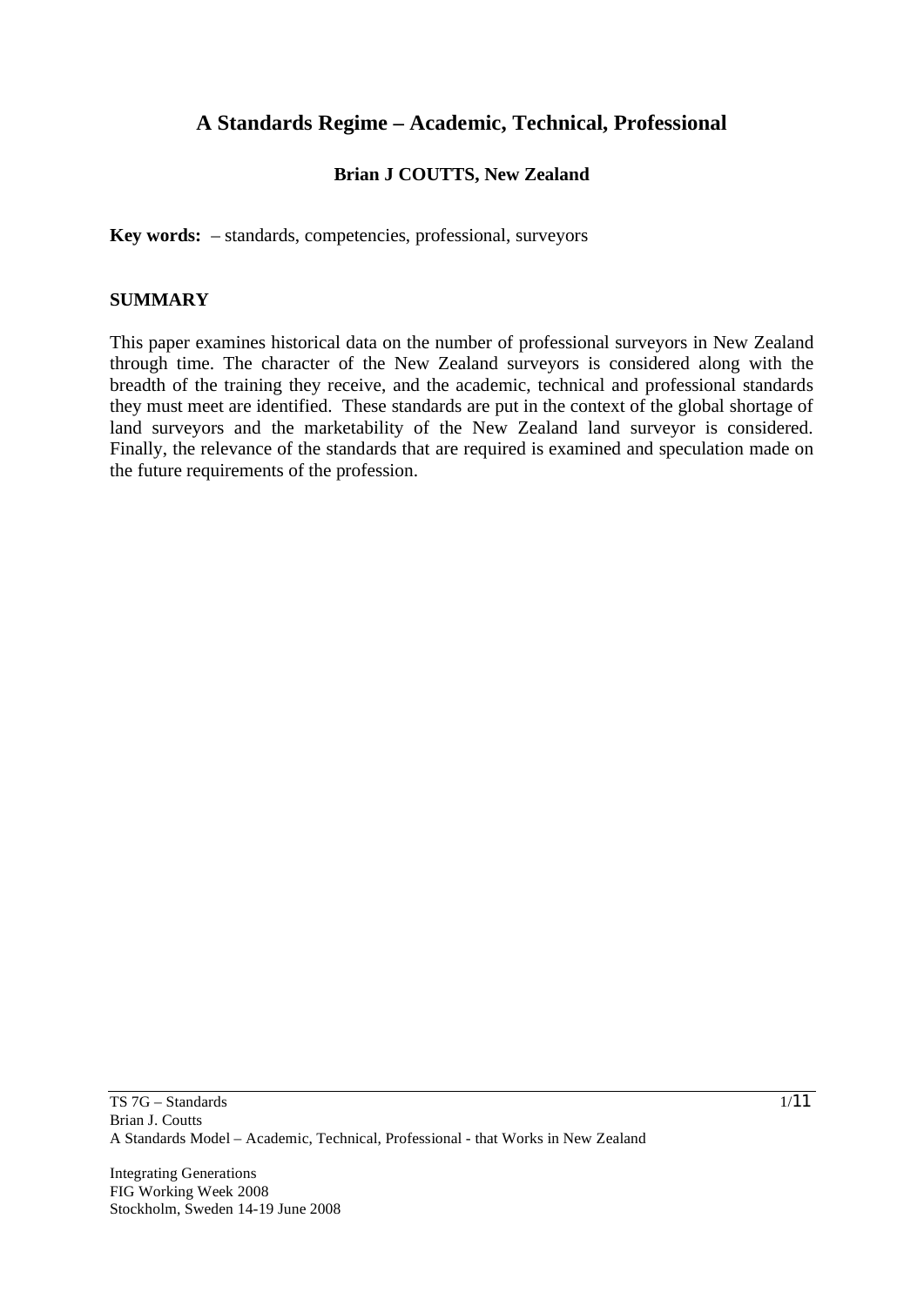# A Standards Regime – Academic, Technical, Professional

**Brian J COUTTS, New Zealand**

**Key words:** – standards, competencies, professional, surveyors

## SUMMARY

This paper examines historical data on the number of professional surveyors in New Zealand through time. The character of the New Zealand surveyors is considered along with the breadth of the training they receive, and the academic, technical and professional standards they must meet are identified. These standards are put in the context of the global shortage of land surveyors and the marketability of the New Zealand land surveyor is considered. Finally, the relevance of the standards that are required is examined and speculation made on the future requirements of the profession.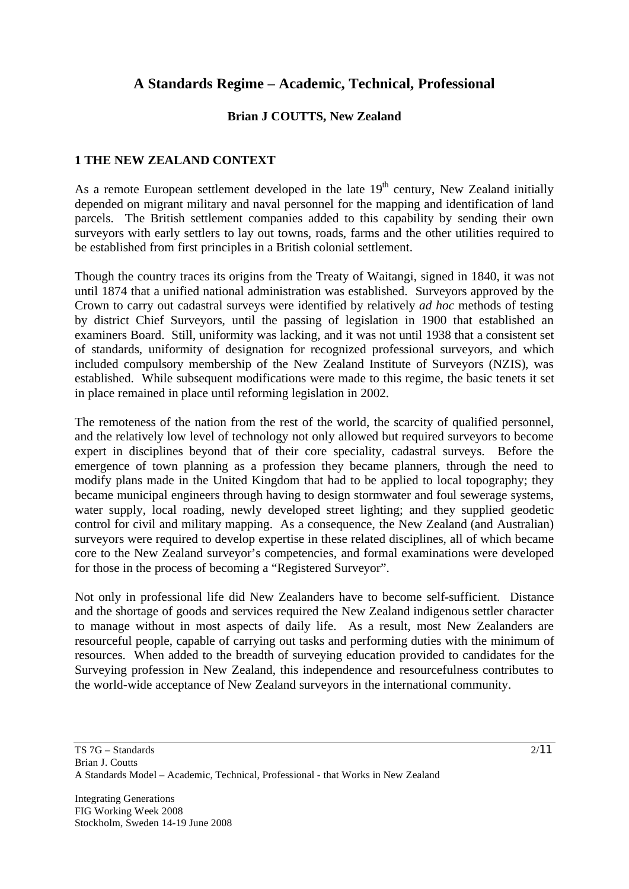# A Standards Regime – Academic, Technical, Professional

**Brian J COUTTS, New Zealand**

## 1 THE NEW ZEALAND CONTEXT

As a remote European settlement developed in the late 19th century, New Zealand initially depended on migrant military and naval personnel for the mapping and identification of land parcels. The British settlement companies added to this capability by sending their own surveyors with early settlers to lay out towns, roads, farms and the other utilities required to be established from first principles in a British colonial settlement.

Though the country traces its origins from the Treaty of Waitangi, signed in 1840, it was not until 1874 that a unified national administration was established. Surveyors approved by the Crown to carry out cadastral surveys were identified by relatively *ad hoc* methods of testing by district Chief Surveyors, until the passing of legislation in 1900 that established an examiners Board. Still, uniformity was lacking, and it was not until 1938 that a consistent set of standards, uniformity of designation for recognized professional surveyors, and which included compulsory membership of the New Zealand Institute of Surveyors (NZIS), was established. While subsequent modifications were made to this regime, the basic tenets it set in place remained in place until reforming legislation in 2002.

The remoteness of the nation from the rest of the world, the scarcity of qualified personnel, and the relatively low level of technology not only allowed but required surveyors to become expert in disciplines beyond that of their core speciality, cadastral surveys. Before the emergence of town planning as a profession they became planners, through the need to modify plans made in the United Kingdom that had to be applied to local topography; they became municipal engineers through having to design stormwater and foul sewerage systems, water supply, local roading, newly developed street lighting; and they supplied geodetic control for civil and military mapping. As a consequence, the New Zealand (and Australian) surveyors were required to develop expertise in these related disciplines, all of which became core to the New Zealand surveyor's competencies, and formal examinations were developed for those in the process of becoming a "Registered Surveyor".

Not only in professional life did New Zealanders have to become self-sufficient. Distance and the shortage of goods and services required the New Zealand indigenous settler character to manage without in most aspects of daily life. As a result, most New Zealanders are resourceful people, capable of carrying out tasks and performing duties with the minimum of resources. When added to the breadth of surveying education provided to candidates for the Surveying profession in New Zealand, this independence and resourcefulness contributes to the world-wide acceptance of New Zealand surveyors in the international community.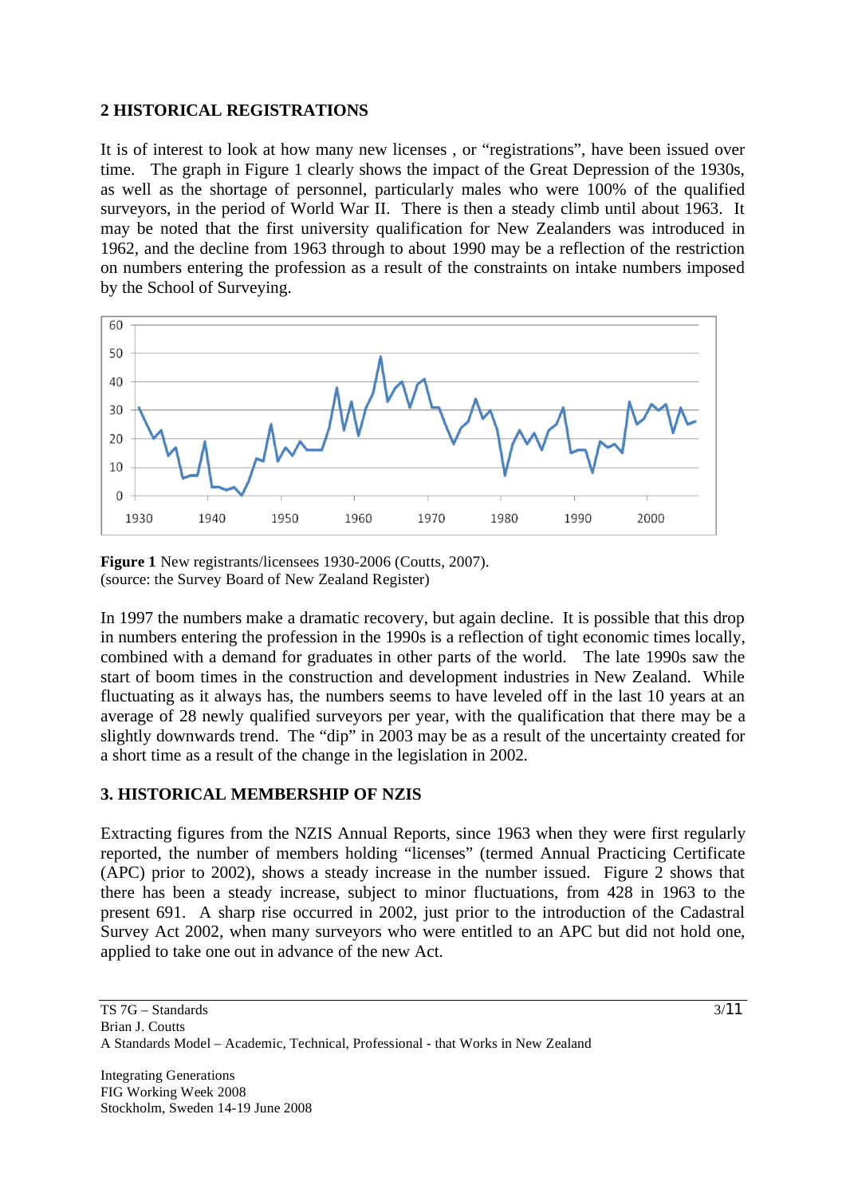## 2 HISTORICAL REGISTRATIONS

It is of interest to look at how many new licenses , or "registrations", have been issued over time. The graph in Figure 1 clearly shows the impact of the Great Depression of the 1930s, as well as the shortage of personnel, particularly males who were 100% of the qualified surveyors, in the period of World War II. There is then a steady climb until about 1963. It may be noted that the first university qualification for New Zealanders was introduced in 1962, and the decline from 1963 through to about 1990 may be a reflection of the restriction on numbers entering the profession as a result of the constraints on intake numbers imposed by the School of Surveying.

**Figure 1** New registrants/licensees 1930-2006 (Coutts, 2007).
(source: the Survey Board of New Zealand Register)

In 1997 the numbers make a dramatic recovery, but again decline. It is possible that this drop in numbers entering the profession in the 1990s is a reflection of tight economic times locally, combined with a demand for graduates in other parts of the world. The late 1990s saw the start of boom times in the construction and development industries in New Zealand. While fluctuating as it always has, the numbers seems to have leveled off in the last 10 years at an average of 28 newly qualified surveyors per year, with the qualification that there may be a slightly downwards trend. The "dip" in 2003 may be as a result of the uncertainty created for a short time as a result of the change in the legislation in 2002.

## 3. HISTORICAL MEMBERSHIP OF NZIS

Extracting figures from the NZIS Annual Reports, since 1963 when they were first regularly reported, the number of members holding "licenses" (termed Annual Practicing Certificate (APC) prior to 2002), shows a steady increase in the number issued. Figure 2 shows that there has been a steady increase, subject to minor fluctuations, from 428 in 1963 to the present 691. A sharp rise occurred in 2002, just prior to the introduction of the Cadastral Survey Act 2002, when many surveyors who were entitled to an APC but did not hold one, applied to take one out in advance of the new Act.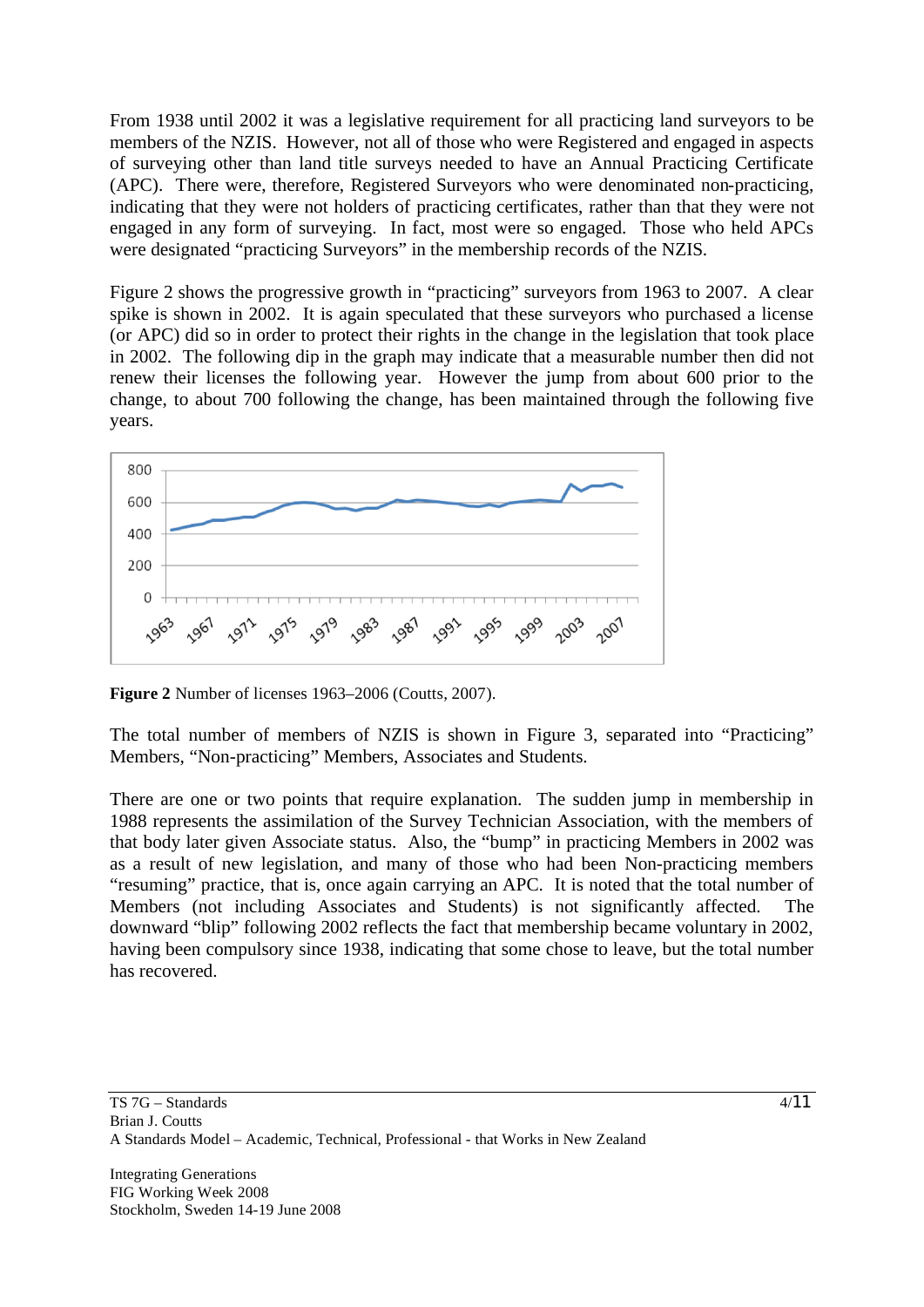From 1938 until 2002 it was a legislative requirement for all practicing land surveyors to be members of the NZIS. However, not all of those who were Registered and engaged in aspects of surveying other than land title surveys needed to have an Annual Practicing Certificate (APC). There were, therefore, Registered Surveyors who were denominated non-practicing, indicating that they were not holders of practicing certificates, rather than that they were not engaged in any form of surveying. In fact, most were so engaged. Those who held APCs were designated "practicing Surveyors" in the membership records of the NZIS.

Figure 2 shows the progressive growth in "practicing" surveyors from 1963 to 2007. A clear spike is shown in 2002. It is again speculated that these surveyors who purchased a license (or APC) did so in order to protect their rights in the change in the legislation that took place in 2002. The following dip in the graph may indicate that a measurable number then did not renew their licenses the following year. However the jump from about 600 prior to the change, to about 700 following the change, has been maintained through the following five years.

**Figure 2** Number of licenses 1963–2006 (Coutts, 2007).

The total number of members of NZIS is shown in Figure 3, separated into "Practicing" Members, "Non-practicing" Members, Associates and Students.

There are one or two points that require explanation. The sudden jump in membership in 1988 represents the assimilation of the Survey Technician Association, with the members of that body later given Associate status. Also, the "bump" in practicing Members in 2002 was as a result of new legislation, and many of those who had been Non-practicing members "resuming" practice, that is, once again carrying an APC. It is noted that the total number of Members (not including Associates and Students) is not significantly affected. The downward "blip" following 2002 reflects the fact that membership became voluntary in 2002, having been compulsory since 1938, indicating that some chose to leave, but the total number has recovered.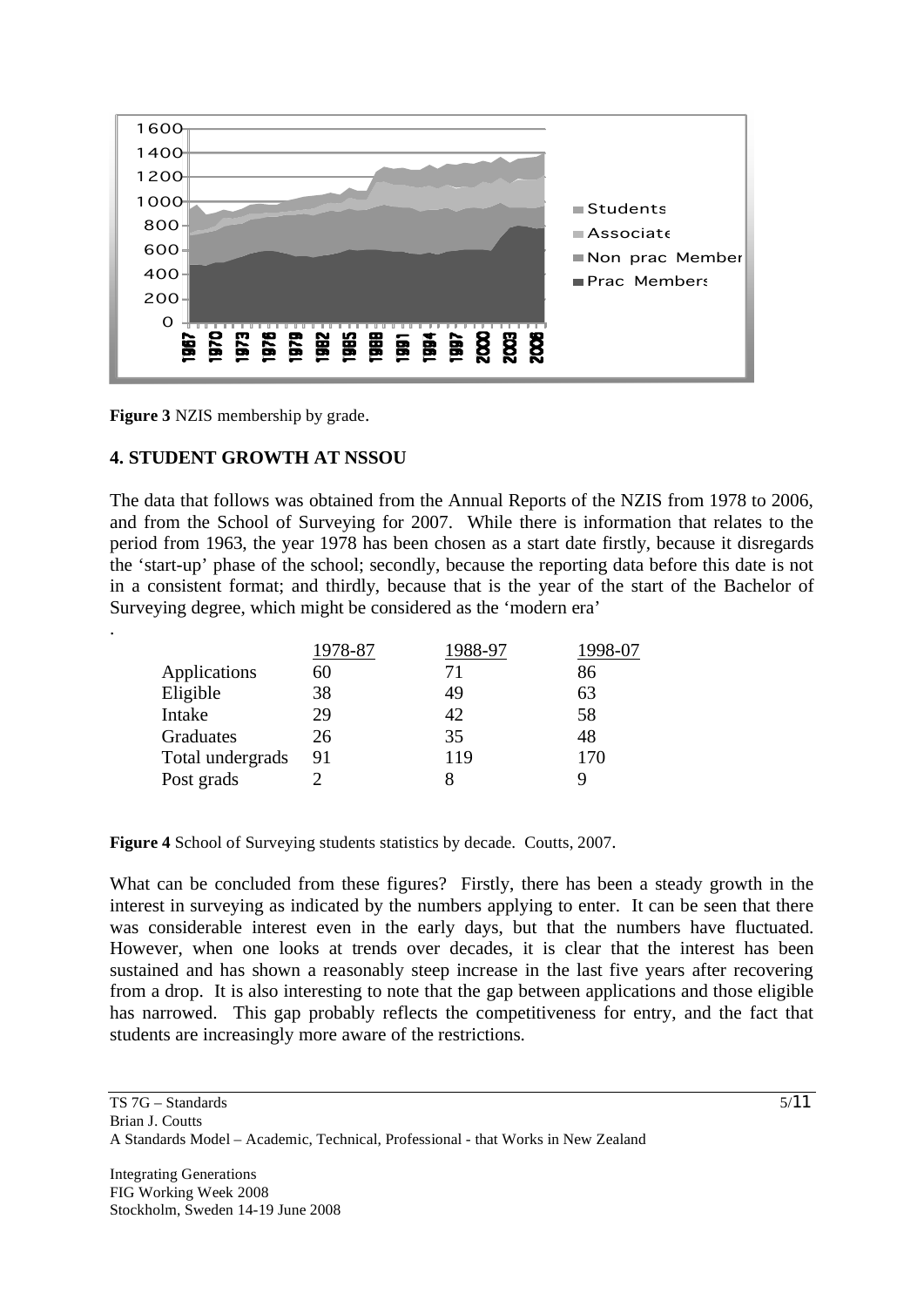**Figure 3** NZIS membership by grade.

## 4. STUDENT GROWTH AT NSSOU

The data that follows was obtained from the Annual Reports of the NZIS from 1978 to 2006, and from the School of Surveying for 2007. While there is information that relates to the period from 1963, the year 1978 has been chosen as a start date firstly, because it disregards the 'start-up' phase of the school; secondly, because the reporting data before this date is not in a consistent format; and thirdly, because that is the year of the start of the Bachelor of Surveying degree, which might be considered as the 'modern era'

.

| | 1978-87 | 1988-97 | 1998-07 |
|---|---|---|---|
| Applications | 60 | 71 | 86 |
| Eligible | 38 | 49 | 63 |
| Intake | 29 | 42 | 58 |
| Graduates | 26 | 35 | 48 |
| Total undergrads | 91 | 119 | 170 |
| Post grads | 2 | 8 | 9 |

**Figure 4** School of Surveying students statistics by decade. Coutts, 2007.

What can be concluded from these figures? Firstly, there has been a steady growth in the interest in surveying as indicated by the numbers applying to enter. It can be seen that there was considerable interest even in the early days, but that the numbers have fluctuated. However, when one looks at trends over decades, it is clear that the interest has been sustained and has shown a reasonably steep increase in the last five years after recovering from a drop. It is also interesting to note that the gap between applications and those eligible has narrowed. This gap probably reflects the competitiveness for entry, and the fact that students are increasingly more aware of the restrictions.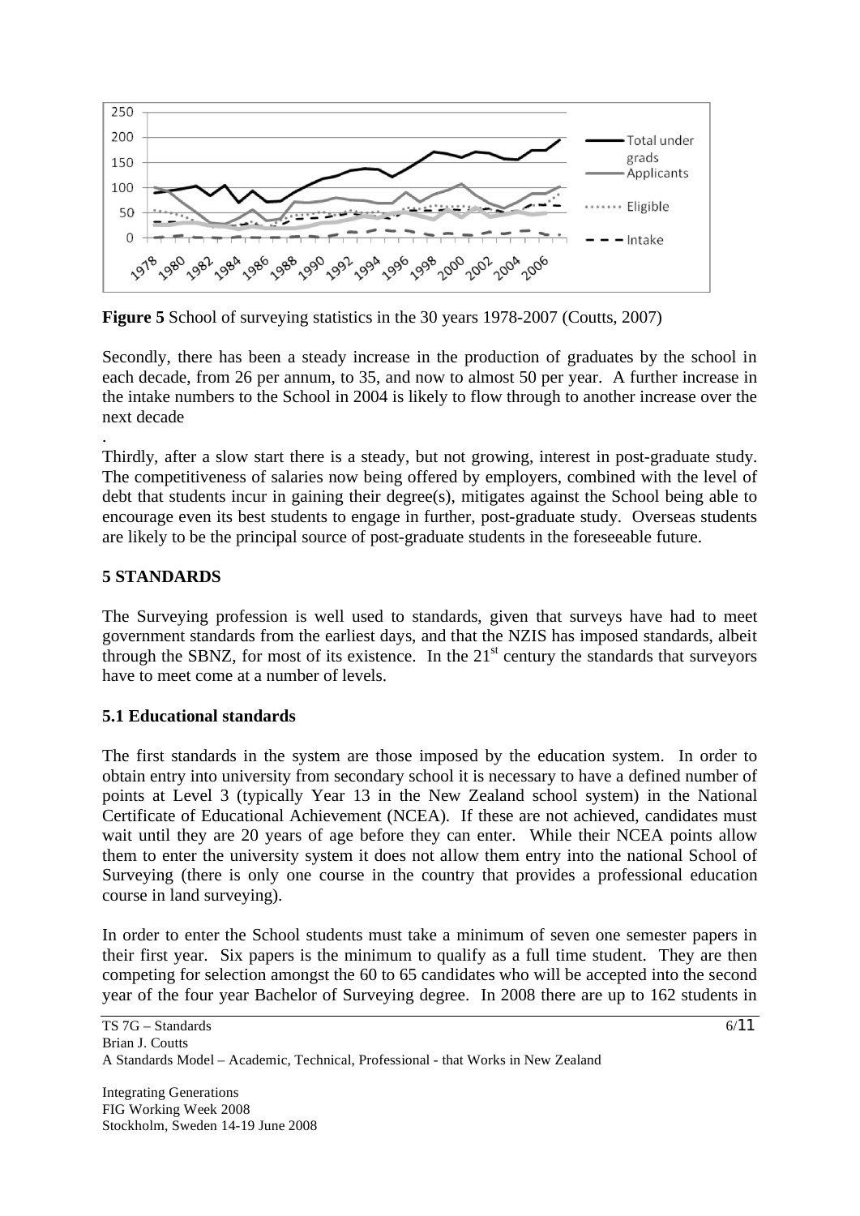**Figure 5** School of surveying statistics in the 30 years 1978-2007 (Coutts, 2007)

Secondly, there has been a steady increase in the production of graduates by the school in each decade, from 26 per annum, to 35, and now to almost 50 per year. A further increase in the intake numbers to the School in 2004 is likely to flow through to another increase over the next decade

.

Thirdly, after a slow start there is a steady, but not growing, interest in post-graduate study. The competitiveness of salaries now being offered by employers, combined with the level of debt that students incur in gaining their degree(s), mitigates against the School being able to encourage even its best students to engage in further, post-graduate study. Overseas students are likely to be the principal source of post-graduate students in the foreseeable future.

## 5 STANDARDS

The Surveying profession is well used to standards, given that surveys have had to meet government standards from the earliest days, and that the NZIS has imposed standards, albeit through the SBNZ, for most of its existence. In the 21st century the standards that surveyors have to meet come at a number of levels.

### 5.1 Educational standards

The first standards in the system are those imposed by the education system. In order to obtain entry into university from secondary school it is necessary to have a defined number of points at Level 3 (typically Year 13 in the New Zealand school system) in the National Certificate of Educational Achievement (NCEA). If these are not achieved, candidates must wait until they are 20 years of age before they can enter. While their NCEA points allow them to enter the university system it does not allow them entry into the national School of Surveying (there is only one course in the country that provides a professional education course in land surveying).

In order to enter the School students must take a minimum of seven one semester papers in their first year. Six papers is the minimum to qualify as a full time student. They are then competing for selection amongst the 60 to 65 candidates who will be accepted into the second year of the four year Bachelor of Surveying degree. In 2008 there are up to 162 students in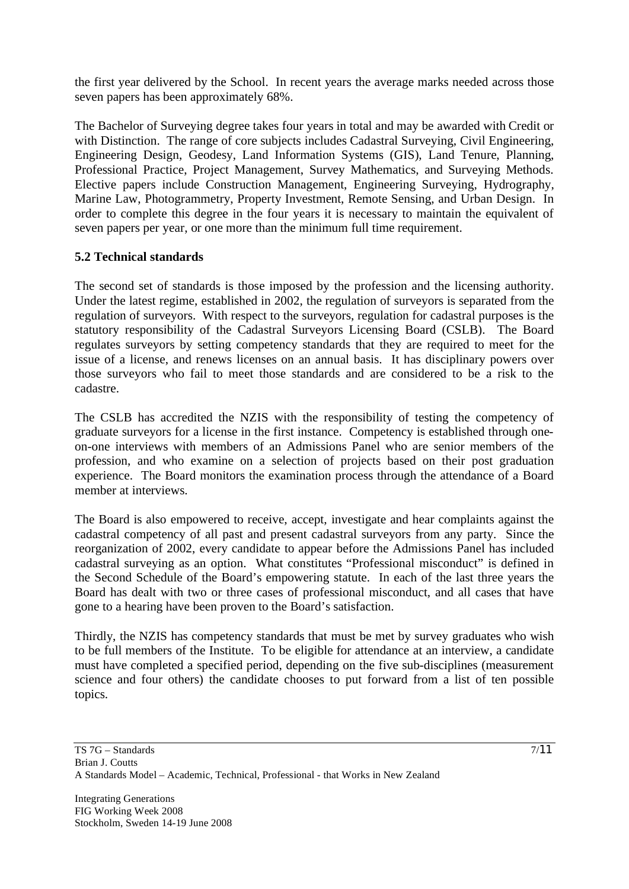the first year delivered by the School. In recent years the average marks needed across those seven papers has been approximately 68%.

The Bachelor of Surveying degree takes four years in total and may be awarded with Credit or with Distinction. The range of core subjects includes Cadastral Surveying, Civil Engineering, Engineering Design, Geodesy, Land Information Systems (GIS), Land Tenure, Planning, Professional Practice, Project Management, Survey Mathematics, and Surveying Methods. Elective papers include Construction Management, Engineering Surveying, Hydrography, Marine Law, Photogrammetry, Property Investment, Remote Sensing, and Urban Design. In order to complete this degree in the four years it is necessary to maintain the equivalent of seven papers per year, or one more than the minimum full time requirement.

### 5.2 Technical standards

The second set of standards is those imposed by the profession and the licensing authority. Under the latest regime, established in 2002, the regulation of surveyors is separated from the regulation of surveyors. With respect to the surveyors, regulation for cadastral purposes is the statutory responsibility of the Cadastral Surveyors Licensing Board (CSLB). The Board regulates surveyors by setting competency standards that they are required to meet for the issue of a license, and renews licenses on an annual basis. It has disciplinary powers over those surveyors who fail to meet those standards and are considered to be a risk to the cadastre.

The CSLB has accredited the NZIS with the responsibility of testing the competency of graduate surveyors for a license in the first instance. Competency is established through one-on-one interviews with members of an Admissions Panel who are senior members of the profession, and who examine on a selection of projects based on their post graduation experience. The Board monitors the examination process through the attendance of a Board member at interviews.

The Board is also empowered to receive, accept, investigate and hear complaints against the cadastral competency of all past and present cadastral surveyors from any party. Since the reorganization of 2002, every candidate to appear before the Admissions Panel has included cadastral surveying as an option. What constitutes "Professional misconduct" is defined in the Second Schedule of the Board's empowering statute. In each of the last three years the Board has dealt with two or three cases of professional misconduct, and all cases that have gone to a hearing have been proven to the Board's satisfaction.

Thirdly, the NZIS has competency standards that must be met by survey graduates who wish to be full members of the Institute. To be eligible for attendance at an interview, a candidate must have completed a specified period, depending on the five sub-disciplines (measurement science and four others) the candidate chooses to put forward from a list of ten possible topics.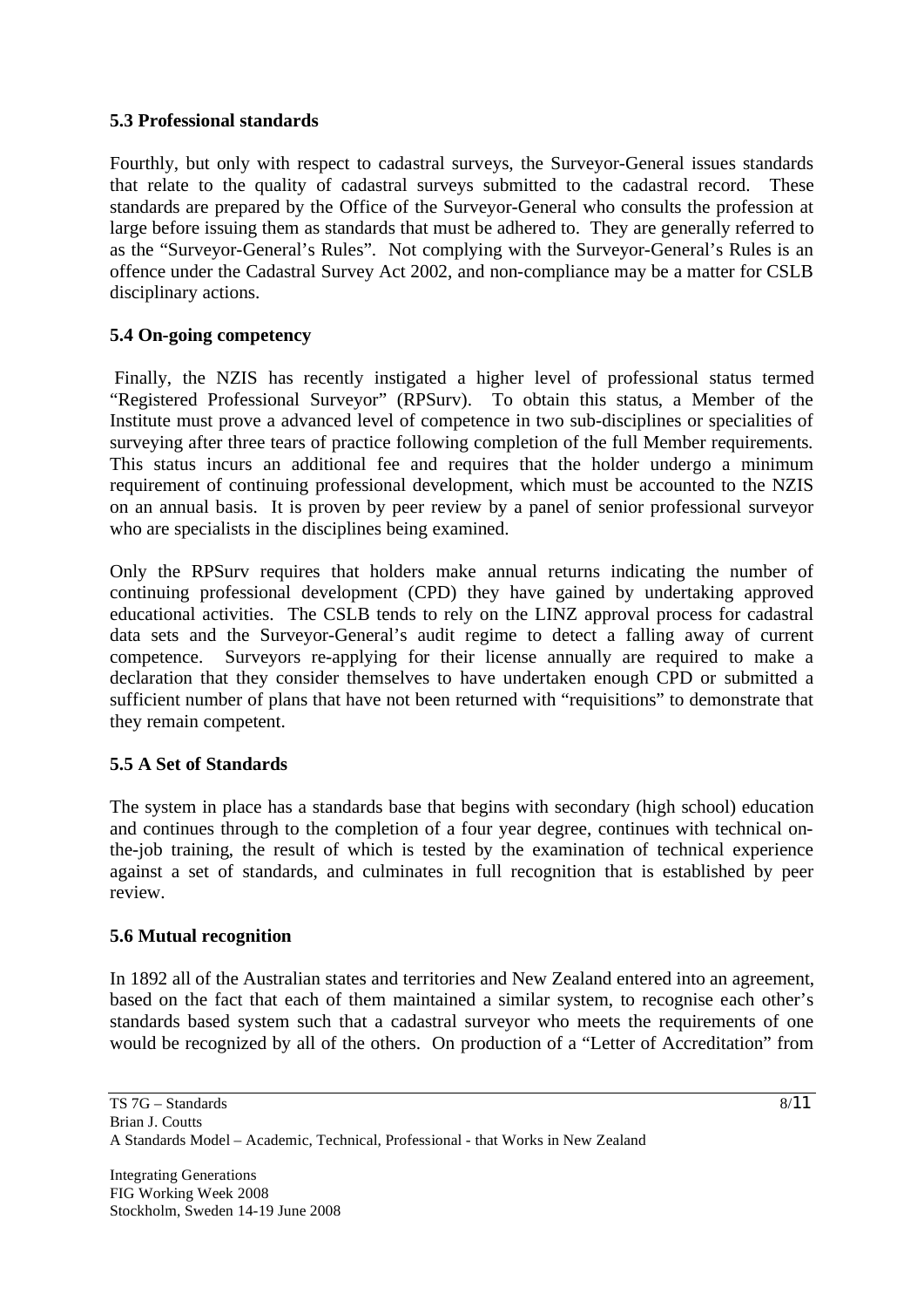### 5.3 Professional standards

Fourthly, but only with respect to cadastral surveys, the Surveyor-General issues standards that relate to the quality of cadastral surveys submitted to the cadastral record. These standards are prepared by the Office of the Surveyor-General who consults the profession at large before issuing them as standards that must be adhered to. They are generally referred to as the "Surveyor-General's Rules". Not complying with the Surveyor-General's Rules is an offence under the Cadastral Survey Act 2002, and non-compliance may be a matter for CSLB disciplinary actions.

### 5.4 On-going competency

Finally, the NZIS has recently instigated a higher level of professional status termed "Registered Professional Surveyor" (RPSurv). To obtain this status, a Member of the Institute must prove a advanced level of competence in two sub-disciplines or specialities of surveying after three tears of practice following completion of the full Member requirements. This status incurs an additional fee and requires that the holder undergo a minimum requirement of continuing professional development, which must be accounted to the NZIS on an annual basis. It is proven by peer review by a panel of senior professional surveyor who are specialists in the disciplines being examined.

Only the RPSurv requires that holders make annual returns indicating the number of continuing professional development (CPD) they have gained by undertaking approved educational activities. The CSLB tends to rely on the LINZ approval process for cadastral data sets and the Surveyor-General's audit regime to detect a falling away of current competence. Surveyors re-applying for their license annually are required to make a declaration that they consider themselves to have undertaken enough CPD or submitted a sufficient number of plans that have not been returned with "requisitions" to demonstrate that they remain competent.

### 5.5 A Set of Standards

The system in place has a standards base that begins with secondary (high school) education and continues through to the completion of a four year degree, continues with technical on-the-job training, the result of which is tested by the examination of technical experience against a set of standards, and culminates in full recognition that is established by peer review.

### 5.6 Mutual recognition

In 1892 all of the Australian states and territories and New Zealand entered into an agreement, based on the fact that each of them maintained a similar system, to recognise each other's standards based system such that a cadastral surveyor who meets the requirements of one would be recognized by all of the others. On production of a "Letter of Accreditation" from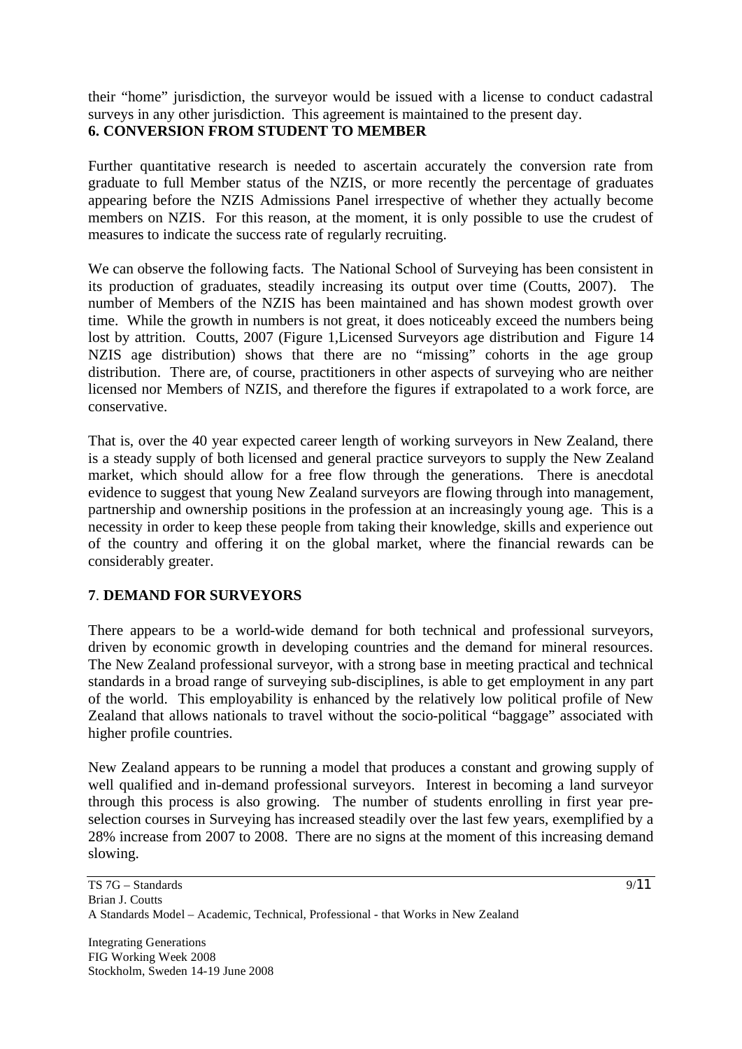their "home" jurisdiction, the surveyor would be issued with a license to conduct cadastral surveys in any other jurisdiction. This agreement is maintained to the present day.

## 6. CONVERSION FROM STUDENT TO MEMBER

Further quantitative research is needed to ascertain accurately the conversion rate from graduate to full Member status of the NZIS, or more recently the percentage of graduates appearing before the NZIS Admissions Panel irrespective of whether they actually become members on NZIS. For this reason, at the moment, it is only possible to use the crudest of measures to indicate the success rate of regularly recruiting.

We can observe the following facts. The National School of Surveying has been consistent in its production of graduates, steadily increasing its output over time (Coutts, 2007). The number of Members of the NZIS has been maintained and has shown modest growth over time. While the growth in numbers is not great, it does noticeably exceed the numbers being lost by attrition. Coutts, 2007 (Figure 1,Licensed Surveyors age distribution and Figure 14 NZIS age distribution) shows that there are no "missing" cohorts in the age group distribution. There are, of course, practitioners in other aspects of surveying who are neither licensed nor Members of NZIS, and therefore the figures if extrapolated to a work force, are conservative.

That is, over the 40 year expected career length of working surveyors in New Zealand, there is a steady supply of both licensed and general practice surveyors to supply the New Zealand market, which should allow for a free flow through the generations. There is anecdotal evidence to suggest that young New Zealand surveyors are flowing through into management, partnership and ownership positions in the profession at an increasingly young age. This is a necessity in order to keep these people from taking their knowledge, skills and experience out of the country and offering it on the global market, where the financial rewards can be considerably greater.

## 7. DEMAND FOR SURVEYORS

There appears to be a world-wide demand for both technical and professional surveyors, driven by economic growth in developing countries and the demand for mineral resources. The New Zealand professional surveyor, with a strong base in meeting practical and technical standards in a broad range of surveying sub-disciplines, is able to get employment in any part of the world. This employability is enhanced by the relatively low political profile of New Zealand that allows nationals to travel without the socio-political "baggage" associated with higher profile countries.

New Zealand appears to be running a model that produces a constant and growing supply of well qualified and in-demand professional surveyors. Interest in becoming a land surveyor through this process is also growing. The number of students enrolling in first year pre-selection courses in Surveying has increased steadily over the last few years, exemplified by a 28% increase from 2007 to 2008. There are no signs at the moment of this increasing demand slowing.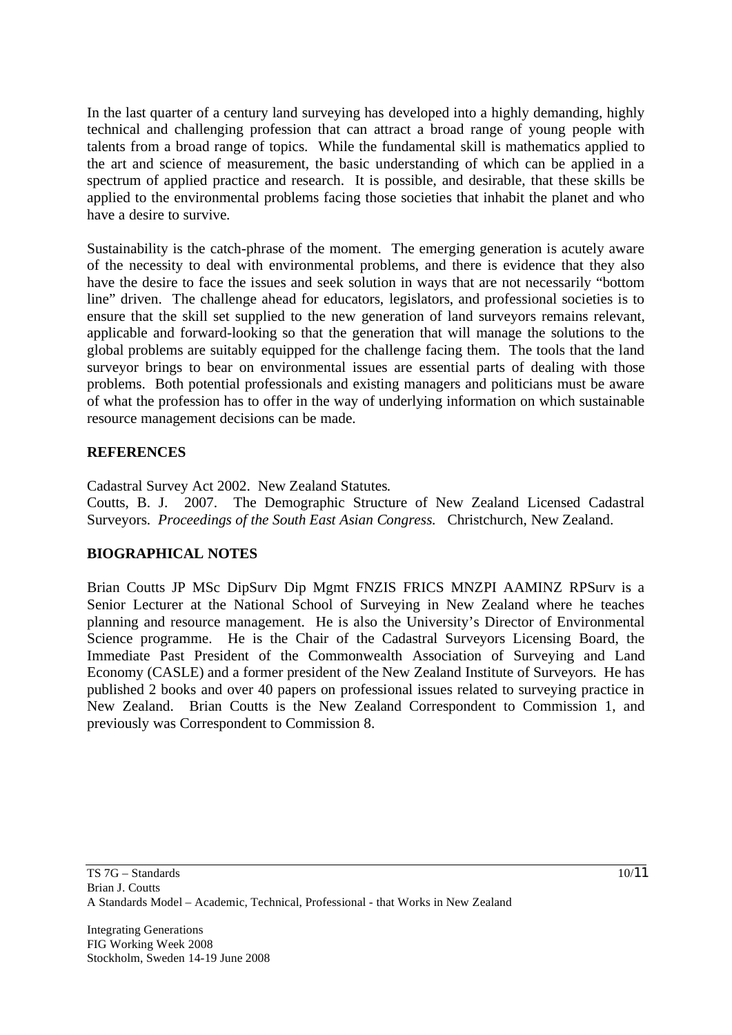In the last quarter of a century land surveying has developed into a highly demanding, highly technical and challenging profession that can attract a broad range of young people with talents from a broad range of topics. While the fundamental skill is mathematics applied to the art and science of measurement, the basic understanding of which can be applied in a spectrum of applied practice and research. It is possible, and desirable, that these skills be applied to the environmental problems facing those societies that inhabit the planet and who have a desire to survive.

Sustainability is the catch-phrase of the moment. The emerging generation is acutely aware of the necessity to deal with environmental problems, and there is evidence that they also have the desire to face the issues and seek solution in ways that are not necessarily "bottom line" driven. The challenge ahead for educators, legislators, and professional societies is to ensure that the skill set supplied to the new generation of land surveyors remains relevant, applicable and forward-looking so that the generation that will manage the solutions to the global problems are suitably equipped for the challenge facing them. The tools that the land surveyor brings to bear on environmental issues are essential parts of dealing with those problems. Both potential professionals and existing managers and politicians must be aware of what the profession has to offer in the way of underlying information on which sustainable resource management decisions can be made.

## REFERENCES

Cadastral Survey Act 2002. New Zealand Statutes.

Coutts, B. J. 2007. The Demographic Structure of New Zealand Licensed Cadastral Surveyors. *Proceedings of the South East Asian Congress.* Christchurch, New Zealand.

## BIOGRAPHICAL NOTES

Brian Coutts JP MSc DipSurv Dip Mgmt FNZIS FRICS MNZPI AAMINZ RPSurv is a Senior Lecturer at the National School of Surveying in New Zealand where he teaches planning and resource management. He is also the University's Director of Environmental Science programme. He is the Chair of the Cadastral Surveyors Licensing Board, the Immediate Past President of the Commonwealth Association of Surveying and Land Economy (CASLE) and a former president of the New Zealand Institute of Surveyors. He has published 2 books and over 40 papers on professional issues related to surveying practice in New Zealand. Brian Coutts is the New Zealand Correspondent to Commission 1, and previously was Correspondent to Commission 8.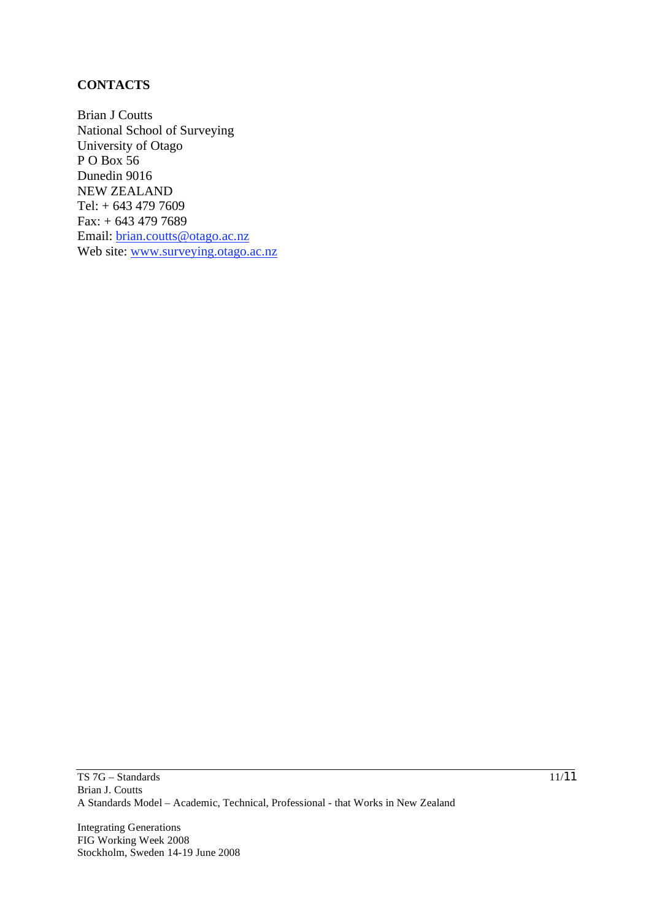## CONTACTS

Brian J Coutts
National School of Surveying
University of Otago
P O Box 56
Dunedin 9016
NEW ZEALAND
Tel: + 643 479 7609
Fax: + 643 479 7689
Email: brian.coutts@otago.ac.nz
Web site: www.surveying.otago.ac.nz